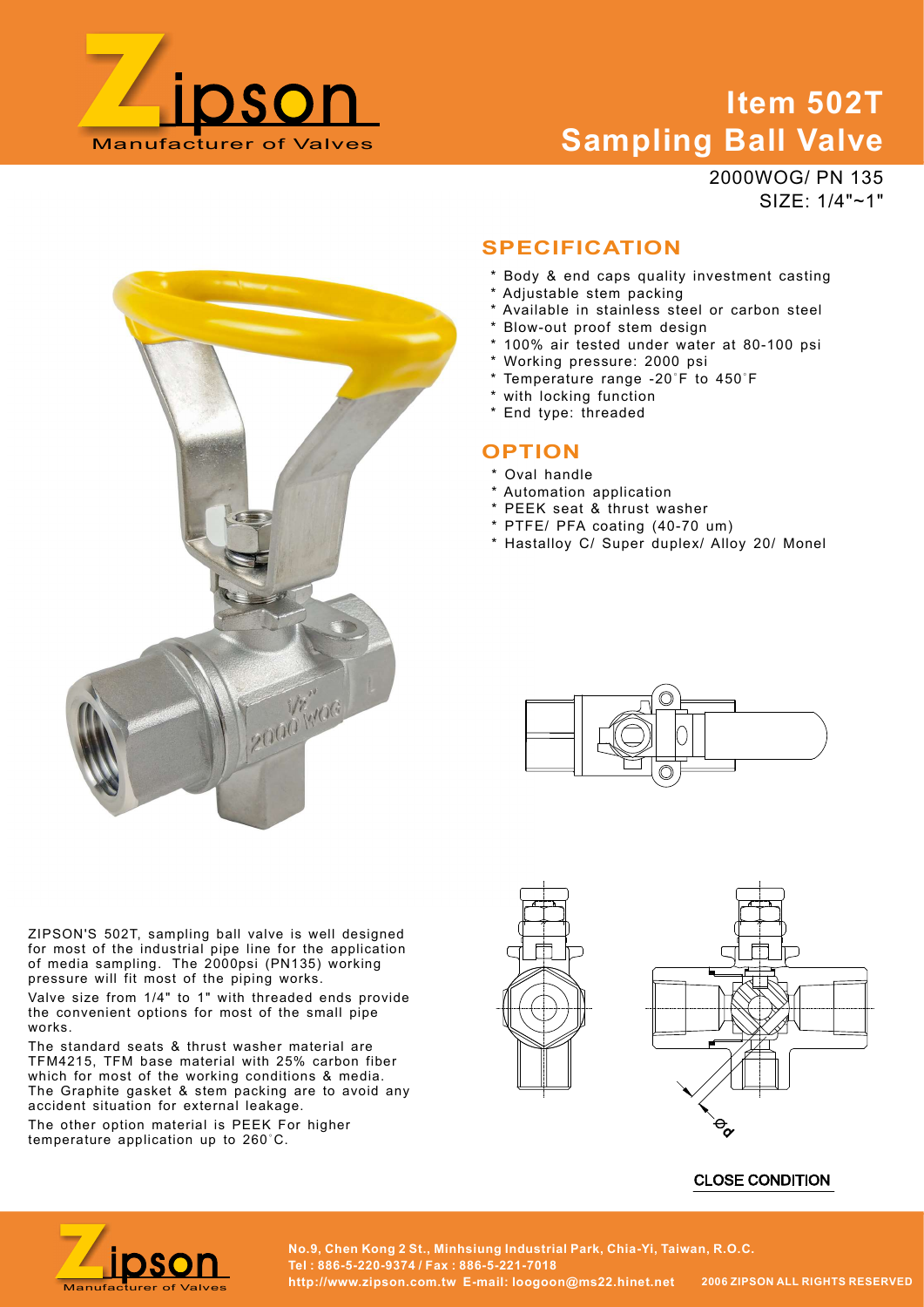# Item 502T
# Sampling Ball Valve

2000WOG/ PN 135
SIZE: 1/4"~1"

## SPECIFICATION

* Body & end caps quality investment casting
* Adjustable stem packing
* Available in stainless steel or carbon steel
* Blow-out proof stem design
* 100% air tested under water at 80-100 psi
* Working pressure: 2000 psi
* Temperature range -20˚F to 450˚F
* with locking function
* End type: threaded

## OPTION

* Oval handle
* Automation application
* PEEK seat & thrust washer
* PTFE/ PFA coating (40-70 um)
* Hastalloy C/ Super duplex/ Alloy 20/ Monel

ZIPSON'S 502T, sampling ball valve is well designed for most of the industrial pipe line for the application of media sampling. The 2000psi (PN135) working pressure will fit most of the piping works.

Valve size from 1/4" to 1" with threaded ends provide the convenient options for most of the small pipe works.

The standard seats & thrust washer material are TFM4215, TFM base material with 25% carbon fiber which for most of the working conditions & media. The Graphite gasket & stem packing are to avoid any accident situation for external leakage.

The other option material is PEEK For higher temperature application up to 260˚C.

CLOSE CONDITION

No.9, Chen Kong 2 St., Minhsiung Industrial Park, Chia-Yi, Taiwan, R.O.C.
Tel : 886-5-220-9374 / Fax : 886-5-221-7018
http://www.zipson.com.tw E-mail: loogoon@ms22.hinet.net 2006 ZIPSON ALL RIGHTS RESERVED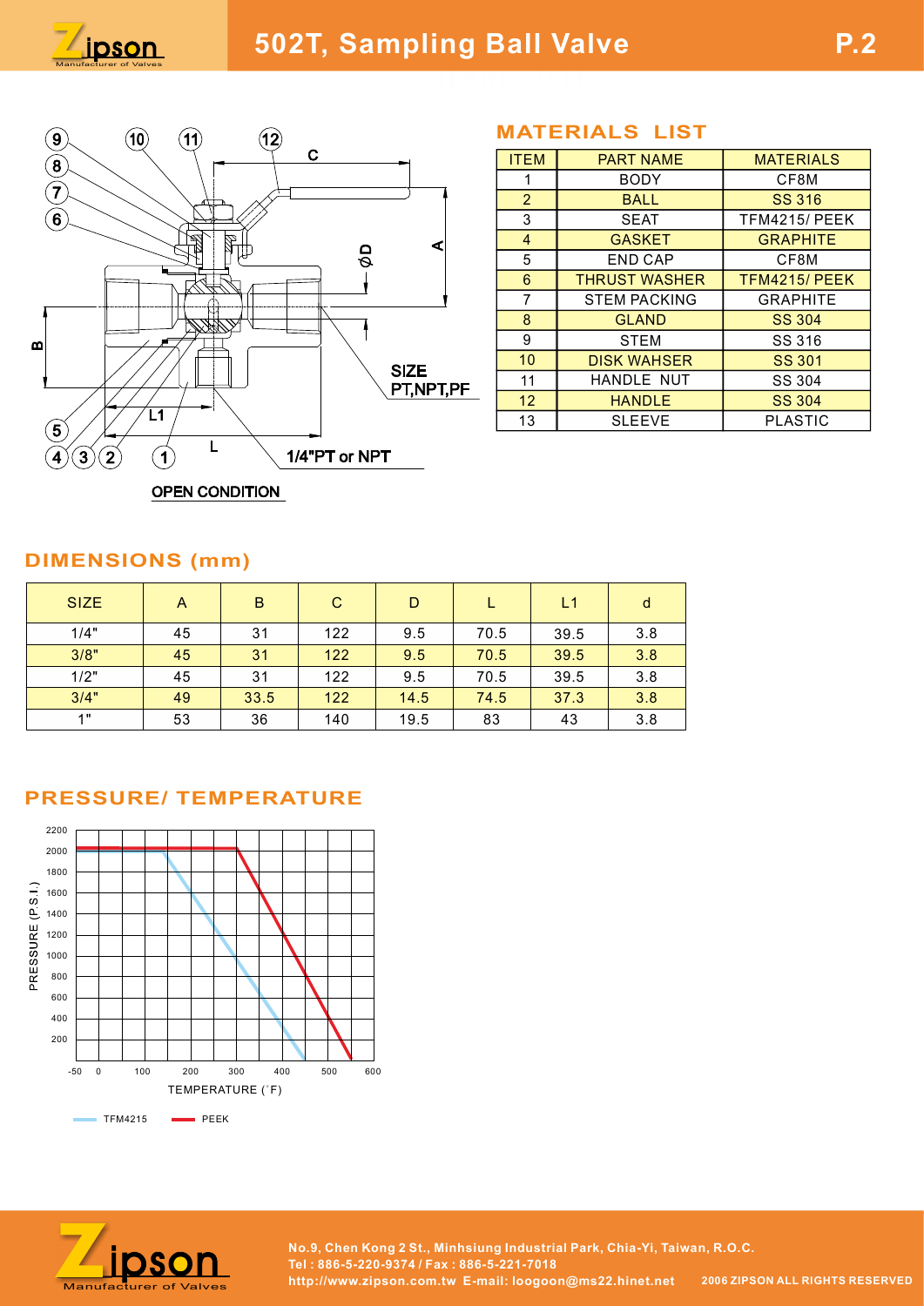# 502T, Sampling Ball Valve

9 10 11 12
8
7
6
C
A
ØD
B
SIZE PT,NPT,PF
L1
5
4 3 2 1
L
1/4"PT or NPT

OPEN CONDITION

## MATERIALS LIST

| ITEM | PART NAME | MATERIALS |
|---|---|---|
| 1 | BODY | CF8M |
| 2 | BALL | SS 316 |
| 3 | SEAT | TFM4215/ PEEK |
| 4 | GASKET | GRAPHITE |
| 5 | END CAP | CF8M |
| 6 | THRUST WASHER | TFM4215/ PEEK |
| 7 | STEM PACKING | GRAPHITE |
| 8 | GLAND | SS 304 |
| 9 | STEM | SS 316 |
| 10 | DISK WAHSER | SS 301 |
| 11 | HANDLE NUT | SS 304 |
| 12 | HANDLE | SS 304 |
| 13 | SLEEVE | PLASTIC |

## DIMENSIONS (mm)

| SIZE | A | B | C | D | L | L1 | d |
|---|---|---|---|---|---|---|---|
| 1/4" | 45 | 31 | 122 | 9.5 | 70.5 | 39.5 | 3.8 |
| 3/8" | 45 | 31 | 122 | 9.5 | 70.5 | 39.5 | 3.8 |
| 1/2" | 45 | 31 | 122 | 9.5 | 70.5 | 39.5 | 3.8 |
| 3/4" | 49 | 33.5 | 122 | 14.5 | 74.5 | 37.3 | 3.8 |
| 1" | 53 | 36 | 140 | 19.5 | 83 | 43 | 3.8 |

## PRESSURE/ TEMPERATURE

PRESSURE (P.S.I.)
2200
2000
1800
1600
1400
1200
1000
800
600
400
200

-50 0 100 200 300 400 500 600
TEMPERATURE (°F)

TFM4215
PEEK

No.9, Chen Kong 2 St., Minhsiung Industrial Park, Chia-Yi, Taiwan, R.O.C.
Tel : 886-5-220-9374 / Fax : 886-5-221-7018
http://www.zipson.com.tw E-mail: loogoon@ms22.hinet.net
2006 ZIPSON ALL RIGHTS RESERVED